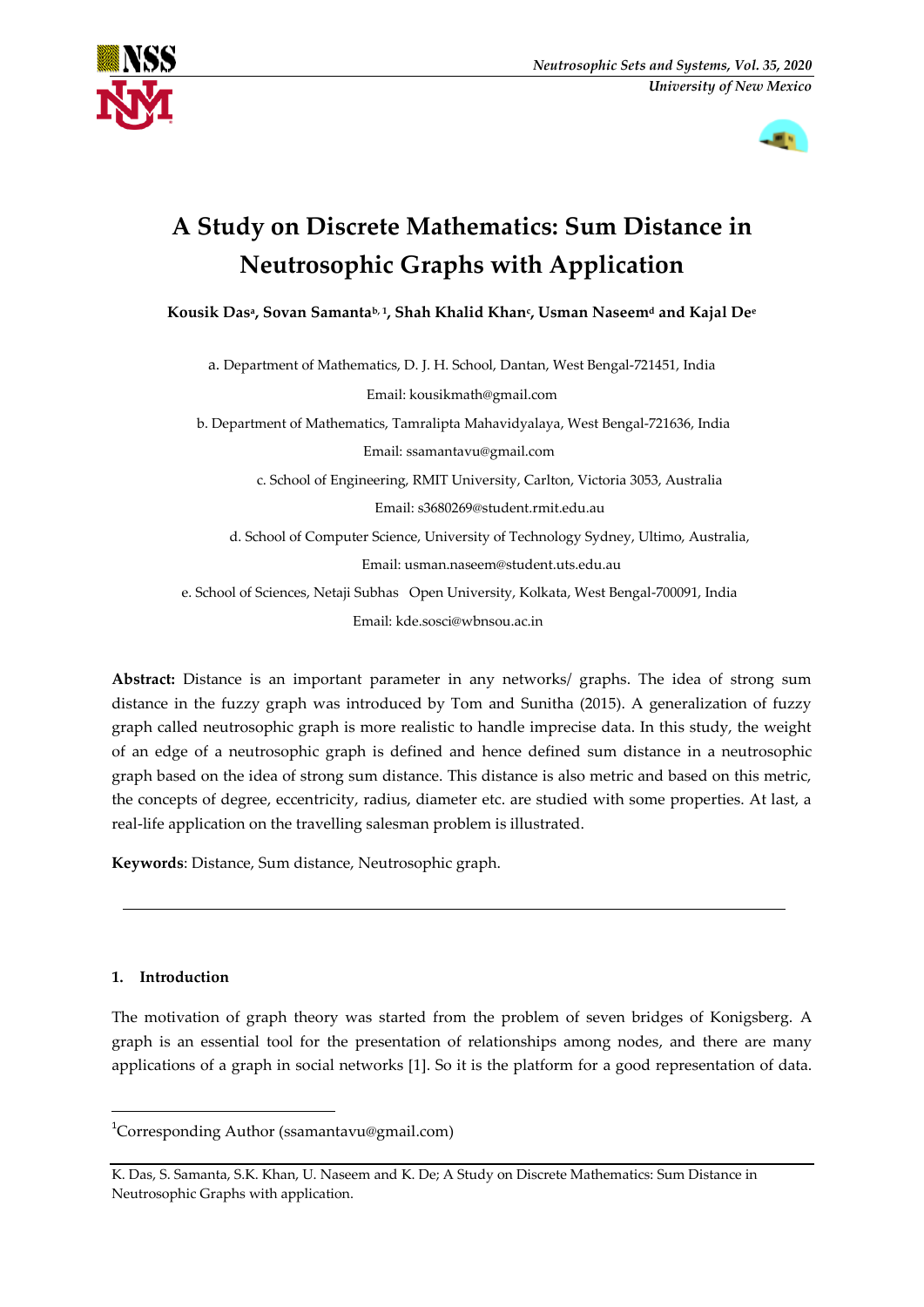# A Study on Discrete Mathematics: Sum Distance in Neutrosophic Graphs with Application

**Kousik Das[a], Sovan Samanta[b, 1], Shah Khalid Khan[c], Usman Naseem[d] and Kajal De[e]**

a. Department of Mathematics, D. J. H. School, Dantan, West Bengal-721451, India

Email: kousikmath@gmail.com

b. Department of Mathematics, Tamralipta Mahavidyalaya, West Bengal-721636, India

Email: ssamantavu@gmail.com

c. School of Engineering, RMIT University, Carlton, Victoria 3053, Australia

Email: s3680269@student.rmit.edu.au

d. School of Computer Science, University of Technology Sydney, Ultimo, Australia,

Email: usman.naseem@student.uts.edu.au

e. School of Sciences, Netaji Subhas Open University, Kolkata, West Bengal-700091, India

Email: kde.sosci@wbnsou.ac.in

**Abstract:** Distance is an important parameter in any networks/ graphs. The idea of strong sum distance in the fuzzy graph was introduced by Tom and Sunitha (2015). A generalization of fuzzy graph called neutrosophic graph is more realistic to handle imprecise data. In this study, the weight of an edge of a neutrosophic graph is defined and hence defined sum distance in a neutrosophic graph based on the idea of strong sum distance. This distance is also metric and based on this metric, the concepts of degree, eccentricity, radius, diameter etc. are studied with some properties. At last, a real-life application on the travelling salesman problem is illustrated.

**Keywords**: Distance, Sum distance, Neutrosophic graph.

## 1. Introduction

The motivation of graph theory was started from the problem of seven bridges of Konigsberg. A graph is an essential tool for the presentation of relationships among nodes, and there are many applications of a graph in social networks [1]. So it is the platform for a good representation of data.

[1] Corresponding Author (ssamantavu@gmail.com)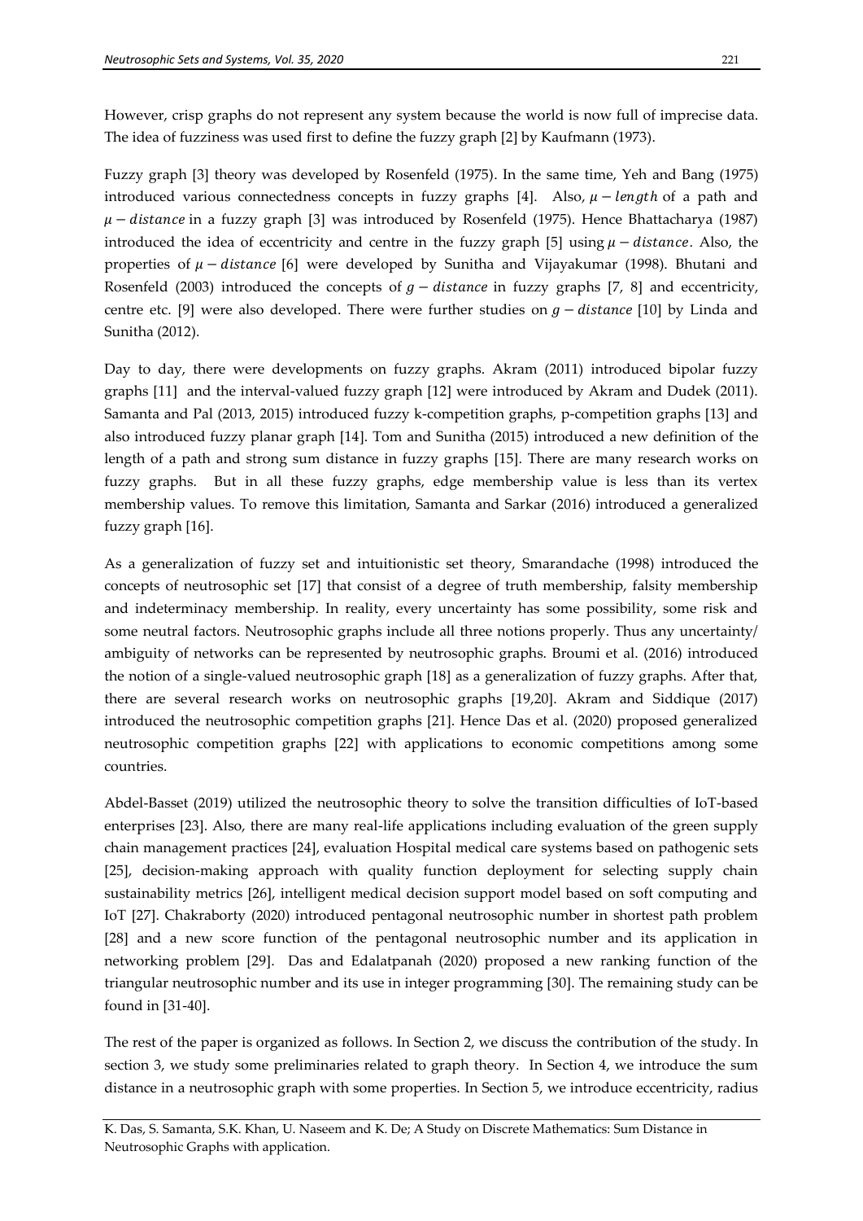However, crisp graphs do not represent any system because the world is now full of imprecise data. The idea of fuzziness was used first to define the fuzzy graph [2] by Kaufmann (1973).

Fuzzy graph [3] theory was developed by Rosenfeld (1975). In the same time, Yeh and Bang (1975) introduced various connectedness concepts in fuzzy graphs [4]. Also, $\mu - length$ of a path and $\mu - distance$ in a fuzzy graph [3] was introduced by Rosenfeld (1975). Hence Bhattacharya (1987) introduced the idea of eccentricity and centre in the fuzzy graph [5] using $\mu - distance$. Also, the properties of $\mu - distance$ [6] were developed by Sunitha and Vijayakumar (1998). Bhutani and Rosenfeld (2003) introduced the concepts of $g - distance$ in fuzzy graphs [7, 8] and eccentricity, centre etc. [9] were also developed. There were further studies on $g - distance$ [10] by Linda and Sunitha (2012).

Day to day, there were developments on fuzzy graphs. Akram (2011) introduced bipolar fuzzy graphs [11] and the interval-valued fuzzy graph [12] were introduced by Akram and Dudek (2011). Samanta and Pal (2013, 2015) introduced fuzzy k-competition graphs, p-competition graphs [13] and also introduced fuzzy planar graph [14]. Tom and Sunitha (2015) introduced a new definition of the length of a path and strong sum distance in fuzzy graphs [15]. There are many research works on fuzzy graphs. But in all these fuzzy graphs, edge membership value is less than its vertex membership values. To remove this limitation, Samanta and Sarkar (2016) introduced a generalized fuzzy graph [16].

As a generalization of fuzzy set and intuitionistic set theory, Smarandache (1998) introduced the concepts of neutrosophic set [17] that consist of a degree of truth membership, falsity membership and indeterminacy membership. In reality, every uncertainty has some possibility, some risk and some neutral factors. Neutrosophic graphs include all three notions properly. Thus any uncertainty/ ambiguity of networks can be represented by neutrosophic graphs. Broumi et al. (2016) introduced the notion of a single-valued neutrosophic graph [18] as a generalization of fuzzy graphs. After that, there are several research works on neutrosophic graphs [19,20]. Akram and Siddique (2017) introduced the neutrosophic competition graphs [21]. Hence Das et al. (2020) proposed generalized neutrosophic competition graphs [22] with applications to economic competitions among some countries.

Abdel-Basset (2019) utilized the neutrosophic theory to solve the transition difficulties of IoT-based enterprises [23]. Also, there are many real-life applications including evaluation of the green supply chain management practices [24], evaluation Hospital medical care systems based on pathogenic sets [25], decision-making approach with quality function deployment for selecting supply chain sustainability metrics [26], intelligent medical decision support model based on soft computing and IoT [27]. Chakraborty (2020) introduced pentagonal neutrosophic number in shortest path problem [28] and a new score function of the pentagonal neutrosophic number and its application in networking problem [29]. Das and Edalatpanah (2020) proposed a new ranking function of the triangular neutrosophic number and its use in integer programming [30]. The remaining study can be found in [31-40].

The rest of the paper is organized as follows. In Section 2, we discuss the contribution of the study. In section 3, we study some preliminaries related to graph theory. In Section 4, we introduce the sum distance in a neutrosophic graph with some properties. In Section 5, we introduce eccentricity, radius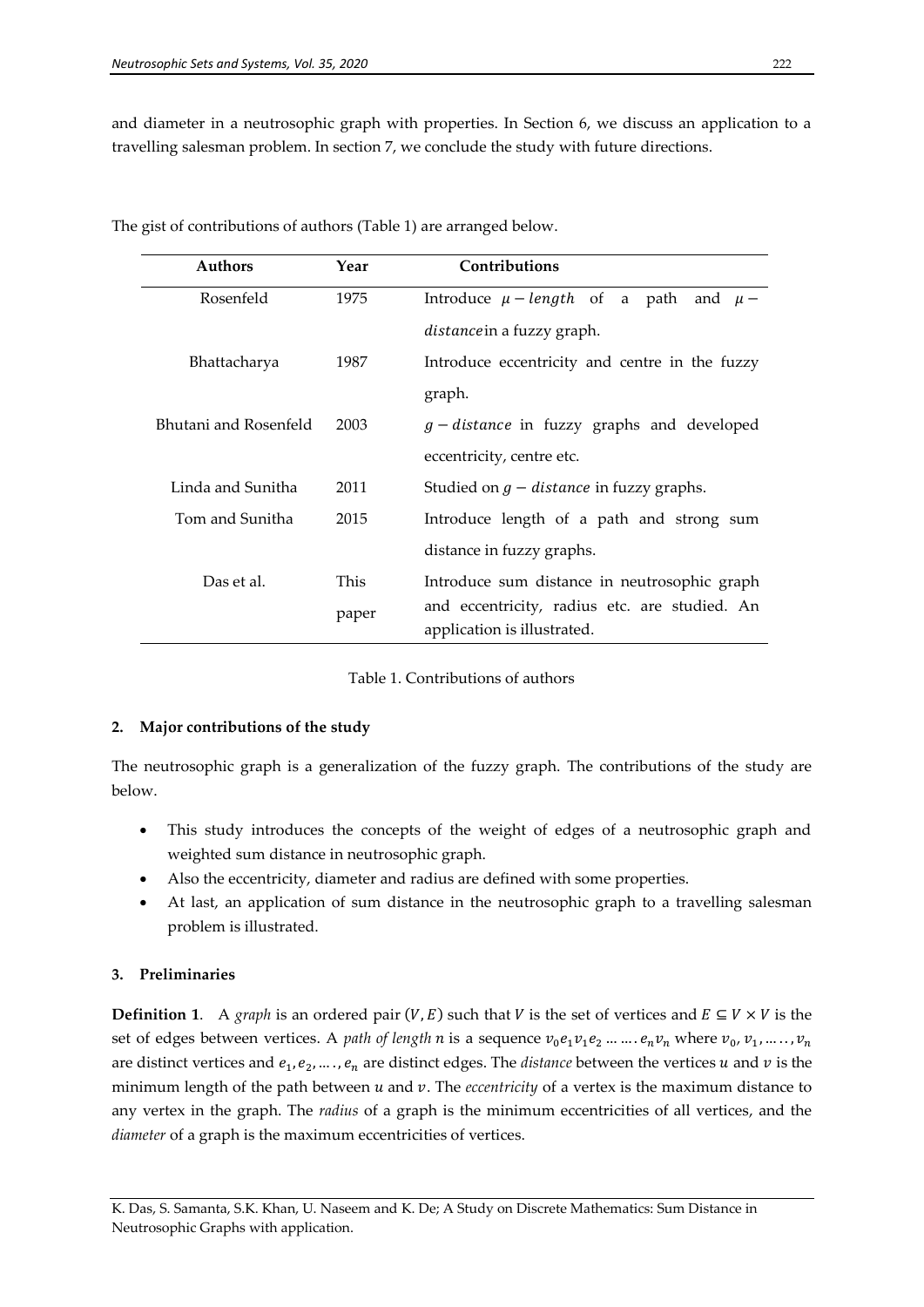and diameter in a neutrosophic graph with properties. In Section 6, we discuss an application to a travelling salesman problem. In section 7, we conclude the study with future directions.

The gist of contributions of authors (Table 1) are arranged below.

| Authors | Year | Contributions |
|---|---|---|
| Rosenfeld | 1975 | Introduce $\mu - length$ of a path and $\mu - distance$ in a fuzzy graph. |
| Bhattacharya | 1987 | Introduce eccentricity and centre in the fuzzy graph. |
| Bhutani and Rosenfeld | 2003 | $g - distance$ in fuzzy graphs and developed eccentricity, centre etc. |
| Linda and Sunitha | 2011 | Studied on $g - distance$ in fuzzy graphs. |
| Tom and Sunitha | 2015 | Introduce length of a path and strong sum distance in fuzzy graphs. |
| Das et al. | This paper | Introduce sum distance in neutrosophic graph and eccentricity, radius etc. are studied. An application is illustrated. |

Table 1. Contributions of authors

## 2. Major contributions of the study

The neutrosophic graph is a generalization of the fuzzy graph. The contributions of the study are below.

- This study introduces the concepts of the weight of edges of a neutrosophic graph and weighted sum distance in neutrosophic graph.
- Also the eccentricity, diameter and radius are defined with some properties.
- At last, an application of sum distance in the neutrosophic graph to a travelling salesman problem is illustrated.

## 3. Preliminaries

**Definition 1**. A *graph* is an ordered pair $(V, E)$ such that $V$ is the set of vertices and $E \subseteq V \times V$ is the set of edges between vertices. A *path of length n* is a sequence $v_0 e_1 v_1 e_2 \dots \dots . e_n v_n$ where $v_0, v_1, \dots \dots, v_n$ are distinct vertices and $e_1, e_2, \dots \dots, e_n$ are distinct edges. The *distance* between the vertices $u$ and $v$ is the minimum length of the path between $u$ and $v$. The *eccentricity* of a vertex is the maximum distance to any vertex in the graph. The *radius* of a graph is the minimum eccentricities of all vertices, and the *diameter* of a graph is the maximum eccentricities of vertices.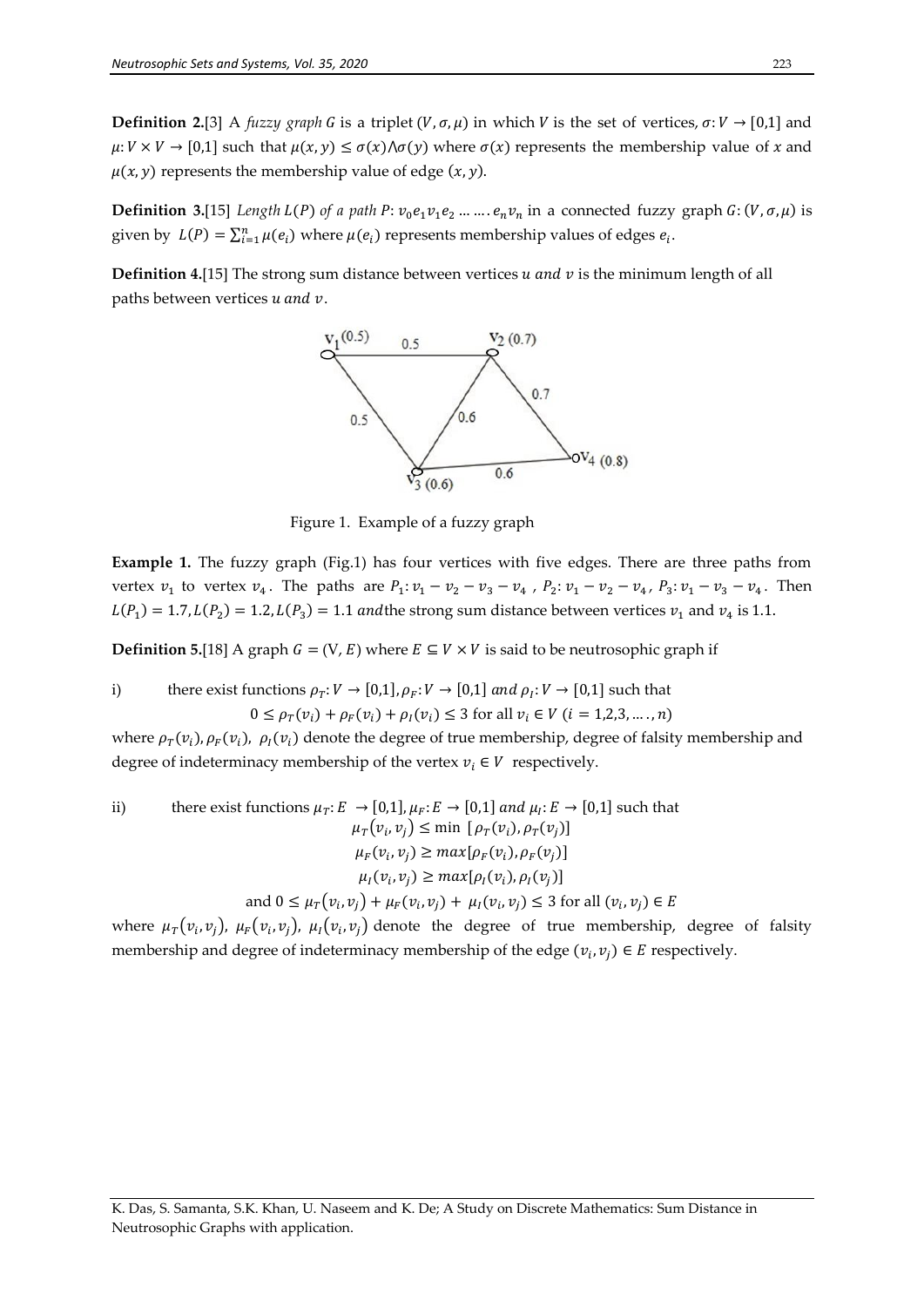**Definition 2.**[3] A *fuzzy graph* $G$ is a triplet $(V, \sigma, \mu)$ in which $V$ is the set of vertices, $\sigma: V \to [0,1]$ and $\mu: V \times V \to [0,1]$ such that $\mu(x, y) \le \sigma(x) \wedge \sigma(y)$ where $\sigma(x)$ represents the membership value of $x$ and $\mu(x, y)$ represents the membership value of edge $(x, y)$.

**Definition 3.**[15] *Length* $L(P)$ *of a path* $P: v_0 e_1 v_1 e_2 \ldots \ldots e_n v_n$ in a connected fuzzy graph $G: (V, \sigma, \mu)$ is given by $L(P) = \sum_{i=1}^{n} \mu(e_i)$ where $\mu(e_i)$ represents membership values of edges $e_i$.

**Definition 4.**[15] The strong sum distance between vertices $u$ *and* $v$ is the minimum length of all paths between vertices $u$ *and* $v$.

Figure 1. Example of a fuzzy graph

**Example 1.** The fuzzy graph (Fig.1) has four vertices with five edges. There are three paths from vertex $v_1$ to vertex $v_4$. The paths are $P_1: v_1 - v_2 - v_3 - v_4$ , $P_2: v_1 - v_2 - v_4$ , $P_3: v_1 - v_3 - v_4$ . Then $L(P_1) = 1.7, L(P_2) = 1.2, L(P_3) = 1.1$ *and*the strong sum distance between vertices $v_1$ and $v_4$ is 1.1.

**Definition 5.**[18] A graph $G = (V, E)$ where $E \subseteq V \times V$ is said to be neutrosophic graph if

i) there exist functions $\rho_T: V \to [0,1], \rho_F: V \to [0,1]$ *and* $\rho_I: V \to [0,1]$ such that

$$0 \le \rho_T(v_i) + \rho_F(v_i) + \rho_I(v_i) \le 3 \text{ for all } v_i \in V \ (i = 1,2,3, \ldots, n)$$

where $\rho_T(v_i), \rho_F(v_i), \ \rho_I(v_i)$ denote the degree of true membership, degree of falsity membership and degree of indeterminacy membership of the vertex $v_i \in V$ respectively.

ii) there exist functions $\mu_T: E \to [0,1], \mu_F: E \to [0,1]$ *and* $\mu_I: E \to [0,1]$ such that

$$\mu_T(v_i, v_j) \le \min\ [\rho_T(v_i), \rho_T(v_j)]$$

$$\mu_F(v_i, v_j) \ge max[\rho_F(v_i), \rho_F(v_j)]$$

$$\mu_I(v_i, v_j) \ge max[\rho_I(v_i), \rho_I(v_j)]$$

$$\text{and } 0 \le \mu_T(v_i, v_j) + \mu_F(v_i, v_j) + \ \mu_I(v_i, v_j) \le 3 \text{ for all } (v_i, v_j) \in E$$

where $\mu_T(v_i, v_j)$, $\mu_F(v_i, v_j)$, $\mu_I(v_i, v_j)$ denote the degree of true membership, degree of falsity membership and degree of indeterminacy membership of the edge $(v_i, v_j) \in E$ respectively.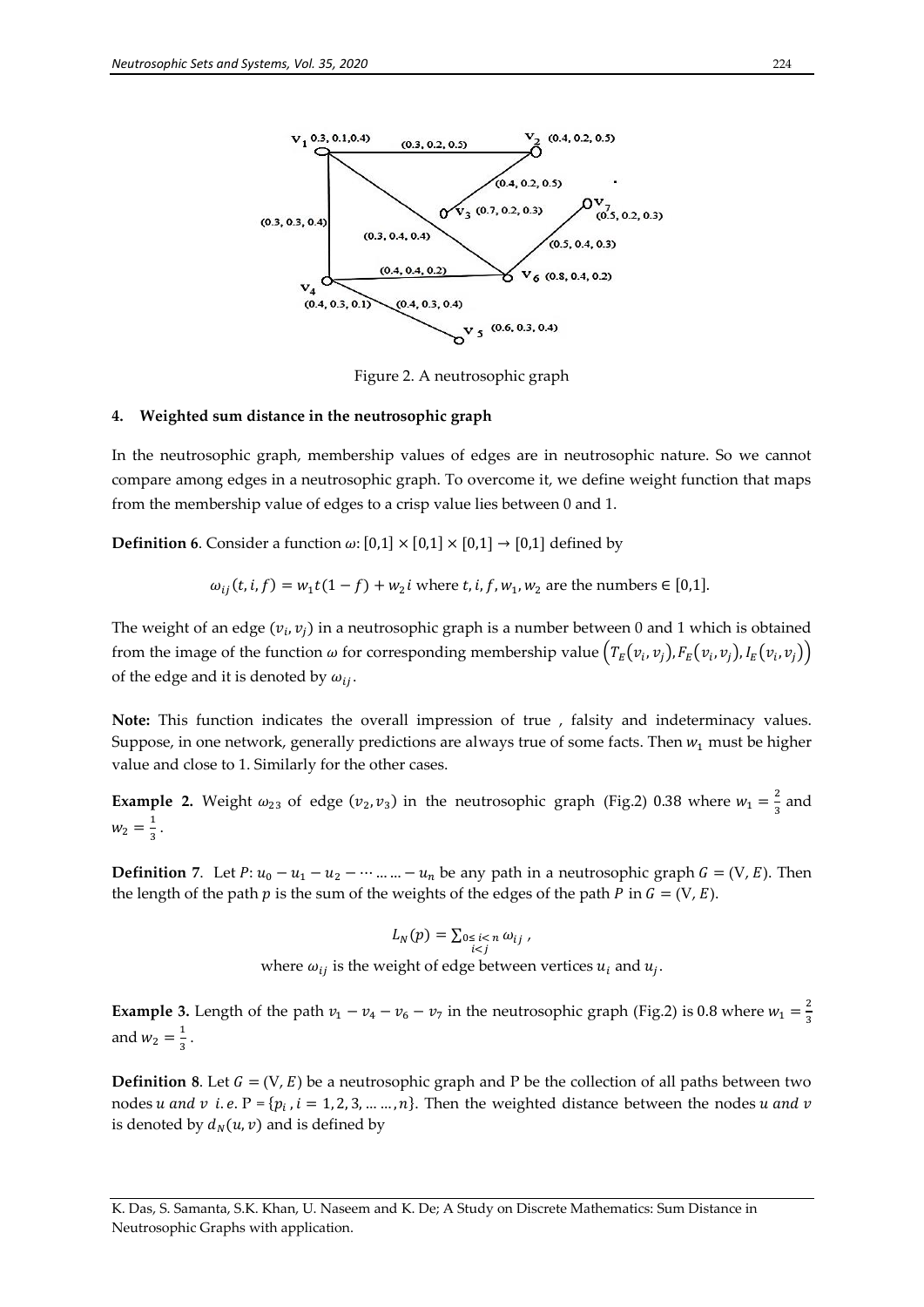Figure 2. A neutrosophic graph

## 4. Weighted sum distance in the neutrosophic graph

In the neutrosophic graph, membership values of edges are in neutrosophic nature. So we cannot compare among edges in a neutrosophic graph. To overcome it, we define weight function that maps from the membership value of edges to a crisp value lies between 0 and 1.

**Definition 6**. Consider a function $\omega$: $[0,1] \times [0,1] \times [0,1] \rightarrow [0,1]$ defined by

$$\omega_{ij}(t, i, f) = w_1 t(1 - f) + w_2 i \text{ where } t, i, f, w_1, w_2 \text{ are the numbers} \in [0,1].$$

The weight of an edge $(v_i, v_j)$ in a neutrosophic graph is a number between 0 and 1 which is obtained from the image of the function $\omega$ for corresponding membership value $\left(T_E(v_i, v_j), F_E(v_i, v_j), I_E(v_i, v_j)\right)$ of the edge and it is denoted by $\omega_{ij}$.

**Note:** This function indicates the overall impression of true , falsity and indeterminacy values. Suppose, in one network, generally predictions are always true of some facts. Then $w_1$ must be higher value and close to 1. Similarly for the other cases.

**Example 2.** Weight $\omega_{23}$ of edge $(v_2, v_3)$ in the neutrosophic graph (Fig.2) 0.38 where $w_1 = \frac{2}{3}$ and $w_2 = \frac{1}{3}$.

**Definition 7**. Let $P$: $u_0 - u_1 - u_2 - \cdots \ldots \ldots - u_n$ be any path in a neutrosophic graph $G = (V, E)$. Then the length of the path $p$ is the sum of the weights of the edges of the path $P$ in $G = (V, E)$.

$$L_N(p) = \sum_{\substack{0 \leq i < n \\ i < j}} \omega_{ij} \,,$$

where $\omega_{ij}$ is the weight of edge between vertices $u_i$ and $u_j$.

**Example 3.** Length of the path $v_1 - v_4 - v_6 - v_7$ in the neutrosophic graph (Fig.2) is 0.8 where $w_1 = \frac{2}{3}$ and $w_2 = \frac{1}{3}$.

**Definition 8**. Let $G = (V, E)$ be a neutrosophic graph and P be the collection of all paths between two nodes $u$ *and* $v$ *i.e.* P $= \{p_i \,, i = 1, 2, 3, \ldots \ldots, n\}$. Then the weighted distance between the nodes $u$ *and* $v$ is denoted by $d_N(u, v)$ and is defined by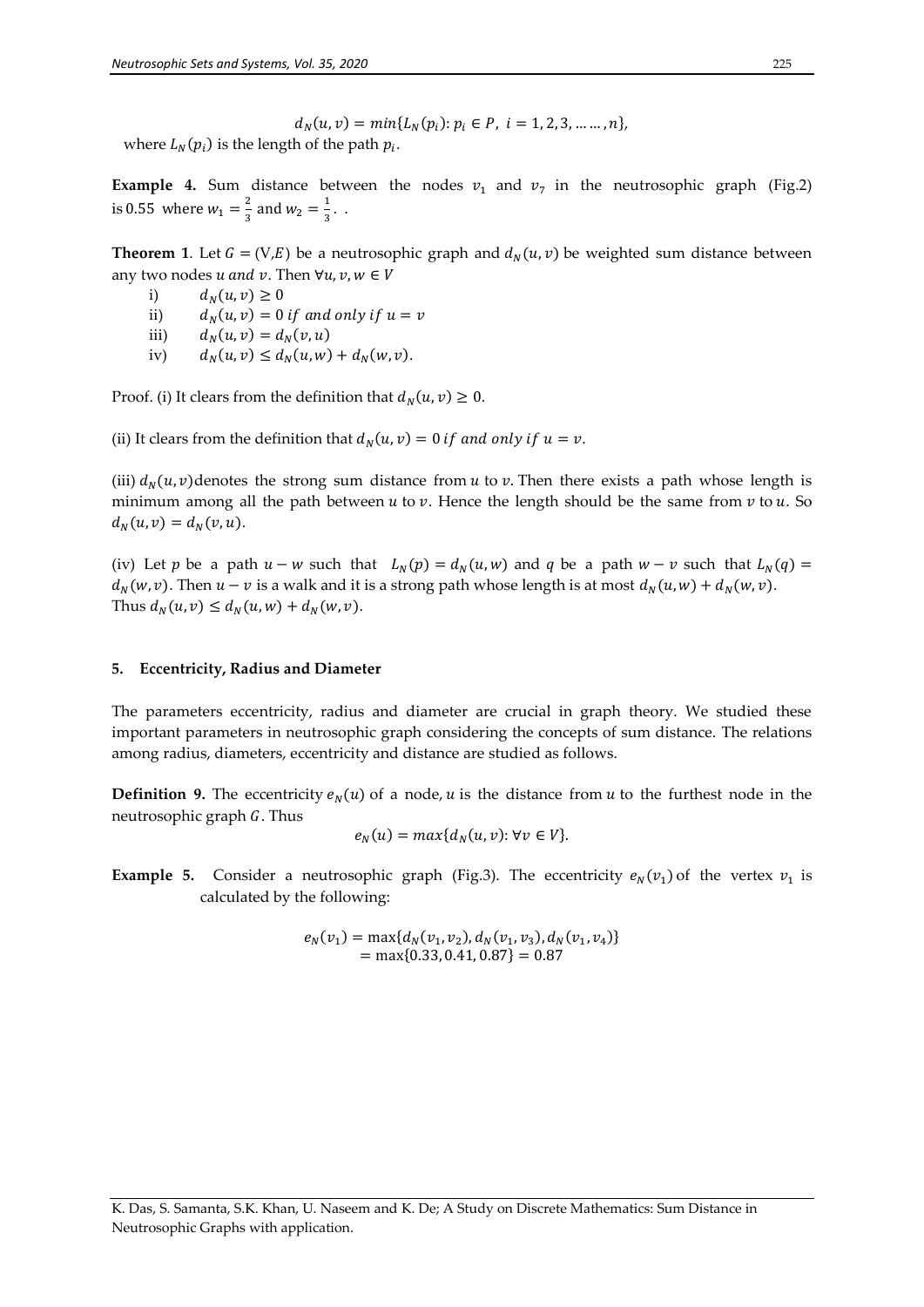$$d_N(u, v) = min\{L_N(p_i): p_i \in P,\ i = 1, 2, 3, \dots \dots, n\},$$

where $L_N(p_i)$ is the length of the path $p_i$.

**Example 4.** Sum distance between the nodes $v_1$ and $v_7$ in the neutrosophic graph (Fig.2) is 0.55 where $w_1 = \frac{2}{3}$ and $w_2 = \frac{1}{3}$. .

**Theorem 1**. Let $G = (V, E)$ be a neutrosophic graph and $d_N(u, v)$ be weighted sum distance between any two nodes $u$ *and* $v$. Then $\forall u, v, w \in V$

i) $d_N(u, v) \geq 0$

ii) $d_N(u, v) = 0$ *if and only if* $u = v$

iii) $d_N(u, v) = d_N(v, u)$

iv) $d_N(u, v) \leq d_N(u, w) + d_N(w, v)$.

Proof. (i) It clears from the definition that $d_N(u, v) \geq 0$.

(ii) It clears from the definition that $d_N(u, v) = 0$ *if and only if* $u = v$.

(iii) $d_N(u, v)$ denotes the strong sum distance from $u$ to $v$. Then there exists a path whose length is minimum among all the path between $u$ to $v$. Hence the length should be the same from $v$ to $u$. So $d_N(u, v) = d_N(v, u)$.

(iv) Let $p$ be a path $u - w$ such that $L_N(p) = d_N(u, w)$ and $q$ be a path $w - v$ such that $L_N(q) = d_N(w, v)$. Then $u - v$ is a walk and it is a strong path whose length is at most $d_N(u, w) + d_N(w, v)$. Thus $d_N(u, v) \leq d_N(u, w) + d_N(w, v)$.

## 5. Eccentricity, Radius and Diameter

The parameters eccentricity, radius and diameter are crucial in graph theory. We studied these important parameters in neutrosophic graph considering the concepts of sum distance. The relations among radius, diameters, eccentricity and distance are studied as follows.

**Definition 9.** The eccentricity $e_N(u)$ of a node, $u$ is the distance from $u$ to the furthest node in the neutrosophic graph $G$. Thus

$$e_N(u) = max\{d_N(u, v): \forall v \in V\}.$$

**Example 5.** Consider a neutrosophic graph (Fig.3). The eccentricity $e_N(v_1)$ of the vertex $v_1$ is calculated by the following:

$$\begin{aligned} e_N(v_1) &= \max\{d_N(v_1, v_2), d_N(v_1, v_3), d_N(v_1, v_4)\} \\ &= \max\{0.33, 0.41, 0.87\} = 0.87 \end{aligned}$$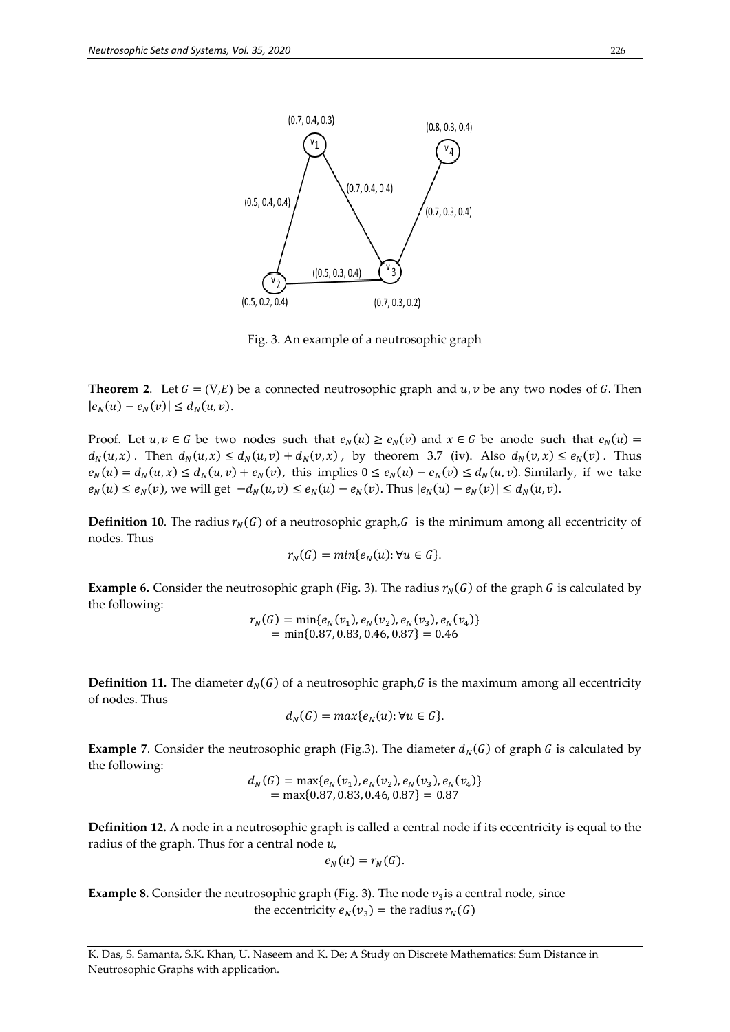Fig. 3. An example of a neutrosophic graph

**Theorem 2**. Let $G = (V, E)$ be a connected neutrosophic graph and $u, v$ be any two nodes of $G$. Then $|e_N(u) - e_N(v)| \leq d_N(u, v)$.

Proof. Let $u, v \in G$ be two nodes such that $e_N(u) \geq e_N(v)$ and $x \in G$ be anode such that $e_N(u) = d_N(u, x)$. Then $d_N(u, x) \leq d_N(u, v) + d_N(v, x)$, by theorem 3.7 (iv). Also $d_N(v, x) \leq e_N(v)$. Thus $e_N(u) = d_N(u, x) \leq d_N(u, v) + e_N(v)$, this implies $0 \leq e_N(u) - e_N(v) \leq d_N(u, v)$. Similarly, if we take $e_N(u) \leq e_N(v)$, we will get $-d_N(u, v) \leq e_N(u) - e_N(v)$. Thus $|e_N(u) - e_N(v)| \leq d_N(u, v)$.

**Definition 10**. The radius $r_N(G)$ of a neutrosophic graph, $G$ is the minimum among all eccentricity of nodes. Thus

$$r_N(G) = min\{e_N(u): \forall u \in G\}.$$

**Example 6.** Consider the neutrosophic graph (Fig. 3). The radius $r_N(G)$ of the graph $G$ is calculated by the following:

$$r_N(G) = \min\{e_N(v_1), e_N(v_2), e_N(v_3), e_N(v_4)\}$$
$$= \min\{0.87, 0.83, 0.46, 0.87\} = 0.46$$

**Definition 11.** The diameter $d_N(G)$ of a neutrosophic graph, $G$ is the maximum among all eccentricity of nodes. Thus

$$d_N(G) = max\{e_N(u): \forall u \in G\}.$$

**Example 7**. Consider the neutrosophic graph (Fig.3). The diameter $d_N(G)$ of graph $G$ is calculated by the following:

$$d_N(G) = \max\{e_N(v_1), e_N(v_2), e_N(v_3), e_N(v_4)\}$$
$$= \max\{0.87, 0.83, 0.46, 0.87\} = 0.87$$

**Definition 12.** A node in a neutrosophic graph is called a central node if its eccentricity is equal to the radius of the graph. Thus for a central node $u$,

$$e_N(u) = r_N(G).$$

**Example 8.** Consider the neutrosophic graph (Fig. 3). The node $v_3$ is a central node, since the eccentricity $e_N(v_3) =$ the radius $r_N(G)$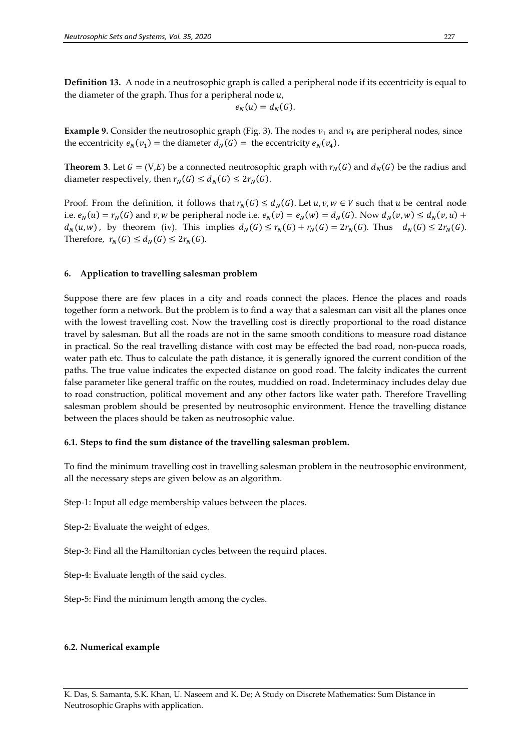**Definition 13.** A node in a neutrosophic graph is called a peripheral node if its eccentricity is equal to the diameter of the graph. Thus for a peripheral node $u$,

$$e_N(u) = d_N(G).$$

**Example 9.** Consider the neutrosophic graph (Fig. 3). The nodes $v_1$ and $v_4$ are peripheral nodes, since the eccentricity $e_N(v_1) =$ the diameter $d_N(G) =$ the eccentricity $e_N(v_4)$.

**Theorem 3**. Let $G = (V,E)$ be a connected neutrosophic graph with $r_N(G)$ and $d_N(G)$ be the radius and diameter respectively, then $r_N(G) \leq d_N(G) \leq 2r_N(G)$.

Proof. From the definition, it follows that $r_N(G) \leq d_N(G)$. Let $u, v, w \in V$ such that $u$ be central node i.e. $e_N(u) = r_N(G)$ and $v, w$ be peripheral node i.e. $e_N(v) = e_N(w) = d_N(G)$. Now $d_N(v,w) \leq d_N(v,u) + d_N(u,w)$, by theorem (iv). This implies $d_N(G) \leq r_N(G) + r_N(G) = 2r_N(G)$. Thus $d_N(G) \leq 2r_N(G)$. Therefore, $r_N(G) \leq d_N(G) \leq 2r_N(G)$.

## 6. Application to travelling salesman problem

Suppose there are few places in a city and roads connect the places. Hence the places and roads together form a network. But the problem is to find a way that a salesman can visit all the planes once with the lowest travelling cost. Now the travelling cost is directly proportional to the road distance travel by salesman. But all the roads are not in the same smooth conditions to measure road distance in practical. So the real travelling distance with cost may be effected the bad road, non-pucca roads, water path etc. Thus to calculate the path distance, it is generally ignored the current condition of the paths. The true value indicates the expected distance on good road. The falcity indicates the current false parameter like general traffic on the routes, muddied on road. Indeterminacy includes delay due to road construction, political movement and any other factors like water path. Therefore Travelling salesman problem should be presented by neutrosophic environment. Hence the travelling distance between the places should be taken as neutrosophic value.

### 6.1. Steps to find the sum distance of the travelling salesman problem.

To find the minimum travelling cost in travelling salesman problem in the neutrosophic environment, all the necessary steps are given below as an algorithm.

Step-1: Input all edge membership values between the places.

Step-2: Evaluate the weight of edges.

Step-3: Find all the Hamiltonian cycles between the requird places.

Step-4: Evaluate length of the said cycles.

Step-5: Find the minimum length among the cycles.

### 6.2. Numerical example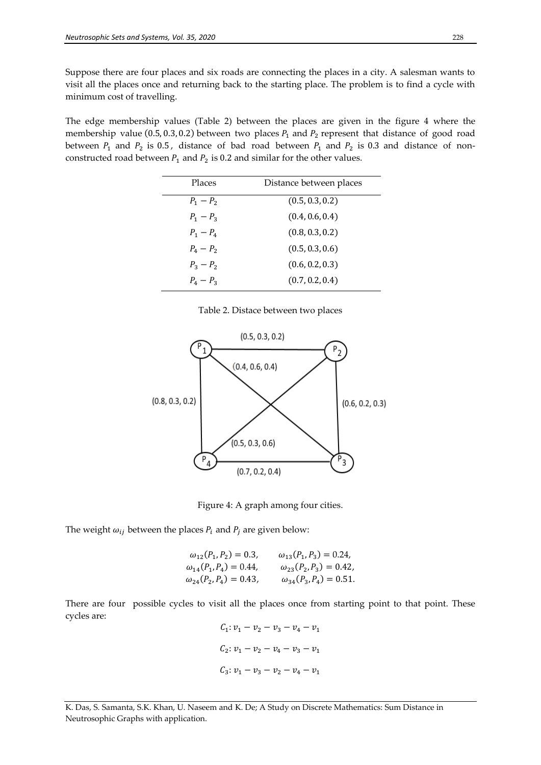Suppose there are four places and six roads are connecting the places in a city. A salesman wants to visit all the places once and returning back to the starting place. The problem is to find a cycle with minimum cost of travelling.

The edge membership values (Table 2) between the places are given in the figure 4 where the membership value $(0.5, 0.3, 0.2)$ between two places $P_1$ and $P_2$ represent that distance of good road between $P_1$ and $P_2$ is 0.5, distance of bad road between $P_1$ and $P_2$ is 0.3 and distance of non-constructed road between $P_1$ and $P_2$ is 0.2 and similar for the other values.

| Places | Distance between places |
|---|---|
| $P_1 - P_2$ | $(0.5, 0.3, 0.2)$ |
| $P_1 - P_3$ | $(0.4, 0.6, 0.4)$ |
| $P_1 - P_4$ | $(0.8, 0.3, 0.2)$ |
| $P_4 - P_2$ | $(0.5, 0.3, 0.6)$ |
| $P_3 - P_2$ | $(0.6, 0.2, 0.3)$ |
| $P_4 - P_3$ | $(0.7, 0.2, 0.4)$ |

Table 2. Distace between two places

Figure 4: A graph among four cities.

The weight $\omega_{ij}$ between the places $P_i$ and $P_j$ are given below:

$$\omega_{12}(P_1, P_2) = 0.3, \quad \omega_{13}(P_1, P_3) = 0.24,$$
$$\omega_{14}(P_1, P_4) = 0.44, \quad \omega_{23}(P_2, P_3) = 0.42,$$
$$\omega_{24}(P_2, P_4) = 0.43, \quad \omega_{34}(P_3, P_4) = 0.51.$$

There are four possible cycles to visit all the places once from starting point to that point. These cycles are:

$$C_1: v_1 - v_2 - v_3 - v_4 - v_1$$

$$C_2: v_1 - v_2 - v_4 - v_3 - v_1$$

$$C_3: v_1 - v_3 - v_2 - v_4 - v_1$$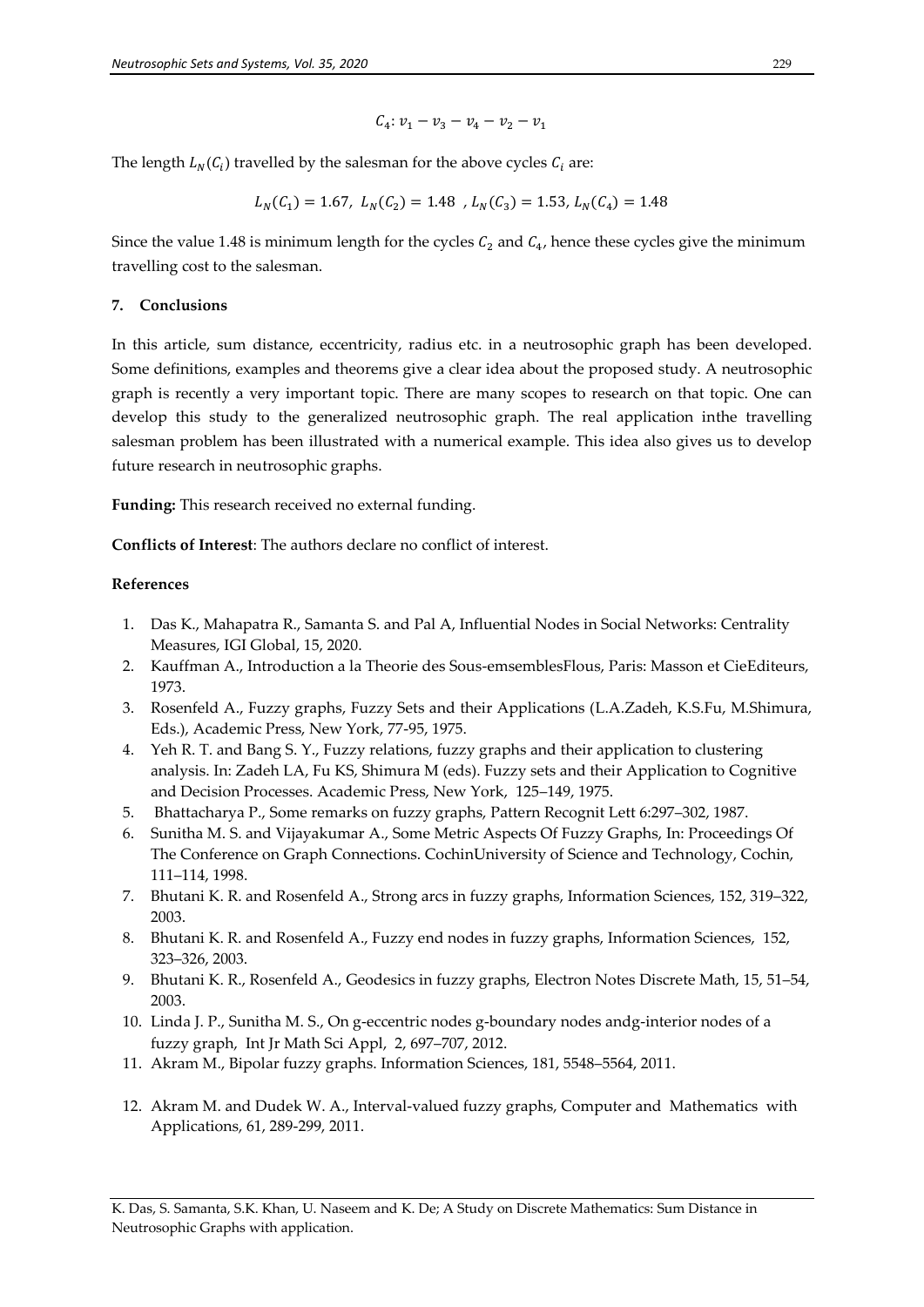$$C_4: v_1 - v_3 - v_4 - v_2 - v_1$$

The length $L_N(C_i)$ travelled by the salesman for the above cycles $C_i$ are:

$$L_N(C_1) = 1.67,\ L_N(C_2) = 1.48\ ,\ L_N(C_3) = 1.53,\ L_N(C_4) = 1.48$$

Since the value 1.48 is minimum length for the cycles $C_2$ and $C_4$, hence these cycles give the minimum travelling cost to the salesman.

## 7. Conclusions

In this article, sum distance, eccentricity, radius etc. in a neutrosophic graph has been developed. Some definitions, examples and theorems give a clear idea about the proposed study. A neutrosophic graph is recently a very important topic. There are many scopes to research on that topic. One can develop this study to the generalized neutrosophic graph. The real application inthe travelling salesman problem has been illustrated with a numerical example. This idea also gives us to develop future research in neutrosophic graphs.

**Funding:** This research received no external funding.

**Conflicts of Interest**: The authors declare no conflict of interest.

## References

1. Das K., Mahapatra R., Samanta S. and Pal A, Influential Nodes in Social Networks: Centrality Measures, IGI Global, 15, 2020.
2. Kauffman A., Introduction a la Theorie des Sous-emsemblesFlous, Paris: Masson et CieEditeurs, 1973.
3. Rosenfeld A., Fuzzy graphs, Fuzzy Sets and their Applications (L.A.Zadeh, K.S.Fu, M.Shimura, Eds.), Academic Press, New York, 77-95, 1975.
4. Yeh R. T. and Bang S. Y., Fuzzy relations, fuzzy graphs and their application to clustering analysis. In: Zadeh LA, Fu KS, Shimura M (eds). Fuzzy sets and their Application to Cognitive and Decision Processes. Academic Press, New York, 125–149, 1975.
5. Bhattacharya P., Some remarks on fuzzy graphs, Pattern Recognit Lett 6:297–302, 1987.
6. Sunitha M. S. and Vijayakumar A., Some Metric Aspects Of Fuzzy Graphs, In: Proceedings Of The Conference on Graph Connections. CochinUniversity of Science and Technology, Cochin, 111–114, 1998.
7. Bhutani K. R. and Rosenfeld A., Strong arcs in fuzzy graphs, Information Sciences, 152, 319–322, 2003.
8. Bhutani K. R. and Rosenfeld A., Fuzzy end nodes in fuzzy graphs, Information Sciences, 152, 323–326, 2003.
9. Bhutani K. R., Rosenfeld A., Geodesics in fuzzy graphs, Electron Notes Discrete Math, 15, 51–54, 2003.
10. Linda J. P., Sunitha M. S., On g-eccentric nodes g-boundary nodes andg-interior nodes of a fuzzy graph, Int Jr Math Sci Appl, 2, 697–707, 2012.
11. Akram M., Bipolar fuzzy graphs. Information Sciences, 181, 5548–5564, 2011.
12. Akram M. and Dudek W. A., Interval-valued fuzzy graphs, Computer and Mathematics with Applications, 61, 289-299, 2011.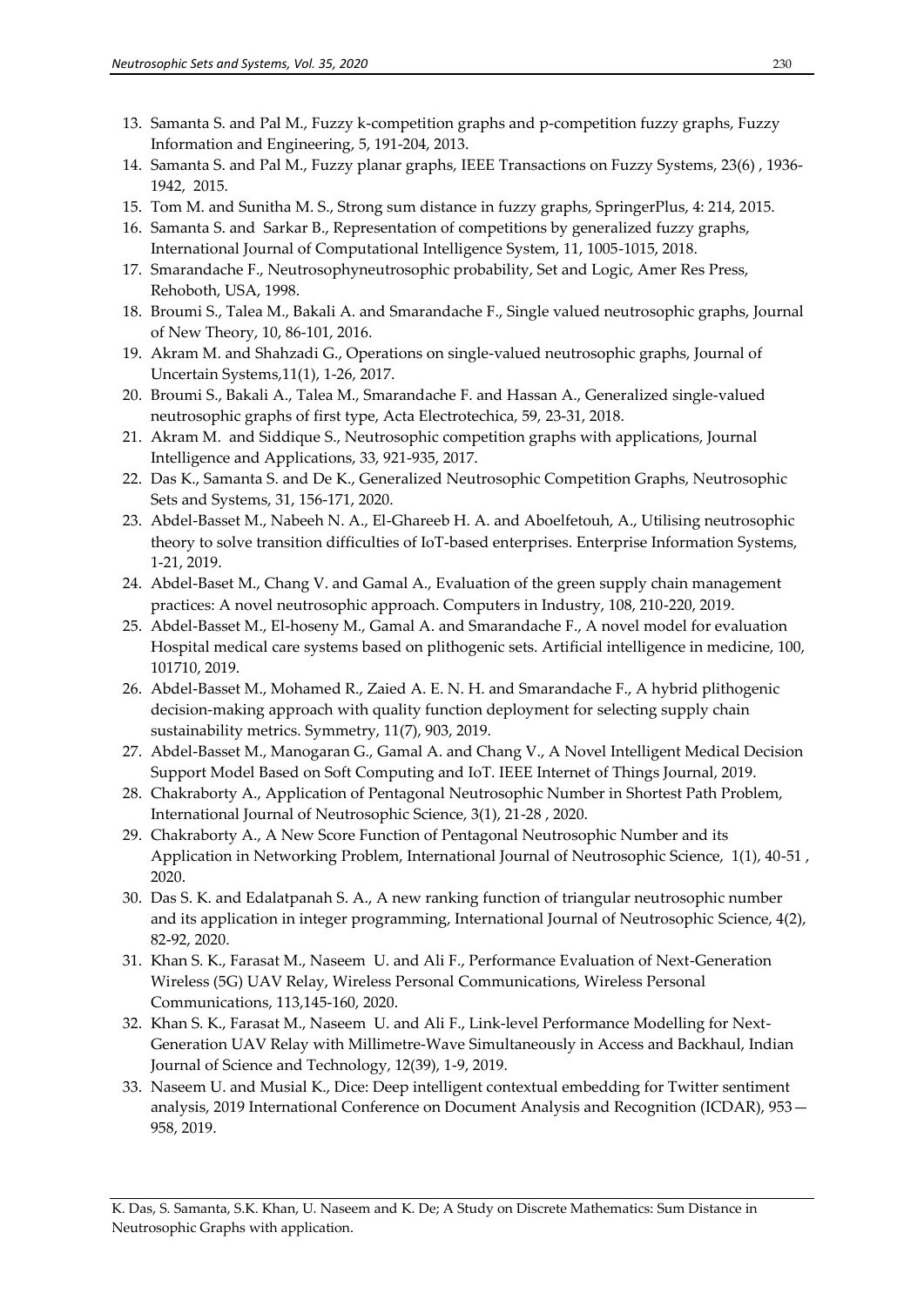13. Samanta S. and Pal M., Fuzzy k-competition graphs and p-competition fuzzy graphs, Fuzzy Information and Engineering, 5, 191-204, 2013.
14. Samanta S. and Pal M., Fuzzy planar graphs, IEEE Transactions on Fuzzy Systems, 23(6) , 1936-1942, 2015.
15. Tom M. and Sunitha M. S., Strong sum distance in fuzzy graphs, SpringerPlus, 4: 214, 2015.
16. Samanta S. and Sarkar B., Representation of competitions by generalized fuzzy graphs, International Journal of Computational Intelligence System, 11, 1005-1015, 2018.
17. Smarandache F., Neutrosophyneutrosophic probability, Set and Logic, Amer Res Press, Rehoboth, USA, 1998.
18. Broumi S., Talea M., Bakali A. and Smarandache F., Single valued neutrosophic graphs, Journal of New Theory, 10, 86-101, 2016.
19. Akram M. and Shahzadi G., Operations on single-valued neutrosophic graphs, Journal of Uncertain Systems,11(1), 1-26, 2017.
20. Broumi S., Bakali A., Talea M., Smarandache F. and Hassan A., Generalized single-valued neutrosophic graphs of first type, Acta Electrotechica, 59, 23-31, 2018.
21. Akram M. and Siddique S., Neutrosophic competition graphs with applications, Journal Intelligence and Applications, 33, 921-935, 2017.
22. Das K., Samanta S. and De K., Generalized Neutrosophic Competition Graphs, Neutrosophic Sets and Systems, 31, 156-171, 2020.
23. Abdel-Basset M., Nabeeh N. A., El-Ghareeb H. A. and Aboelfetouh, A., Utilising neutrosophic theory to solve transition difficulties of IoT-based enterprises. Enterprise Information Systems, 1-21, 2019.
24. Abdel-Baset M., Chang V. and Gamal A., Evaluation of the green supply chain management practices: A novel neutrosophic approach. Computers in Industry, 108, 210-220, 2019.
25. Abdel-Basset M., El-hoseny M., Gamal A. and Smarandache F., A novel model for evaluation Hospital medical care systems based on plithogenic sets. Artificial intelligence in medicine, 100, 101710, 2019.
26. Abdel-Basset M., Mohamed R., Zaied A. E. N. H. and Smarandache F., A hybrid plithogenic decision-making approach with quality function deployment for selecting supply chain sustainability metrics. Symmetry, 11(7), 903, 2019.
27. Abdel-Basset M., Manogaran G., Gamal A. and Chang V., A Novel Intelligent Medical Decision Support Model Based on Soft Computing and IoT. IEEE Internet of Things Journal, 2019.
28. Chakraborty A., Application of Pentagonal Neutrosophic Number in Shortest Path Problem, International Journal of Neutrosophic Science, 3(1), 21-28 , 2020.
29. Chakraborty A., A New Score Function of Pentagonal Neutrosophic Number and its Application in Networking Problem, International Journal of Neutrosophic Science, 1(1), 40-51 , 2020.
30. Das S. K. and Edalatpanah S. A., A new ranking function of triangular neutrosophic number and its application in integer programming, International Journal of Neutrosophic Science, 4(2), 82-92, 2020.
31. Khan S. K., Farasat M., Naseem U. and Ali F., Performance Evaluation of Next-Generation Wireless (5G) UAV Relay, Wireless Personal Communications, Wireless Personal Communications, 113,145-160, 2020.
32. Khan S. K., Farasat M., Naseem U. and Ali F., Link-level Performance Modelling for Next-Generation UAV Relay with Millimetre-Wave Simultaneously in Access and Backhaul, Indian Journal of Science and Technology, 12(39), 1-9, 2019.
33. Naseem U. and Musial K., Dice: Deep intelligent contextual embedding for Twitter sentiment analysis, 2019 International Conference on Document Analysis and Recognition (ICDAR), 953—958, 2019.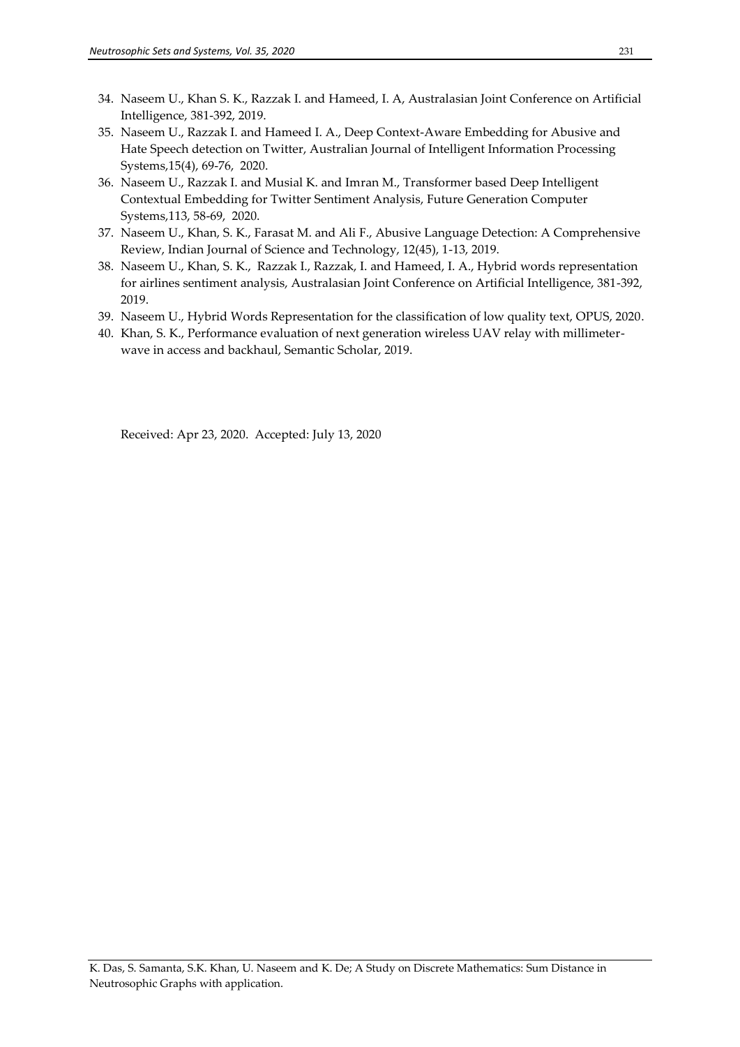34. Naseem U., Khan S. K., Razzak I. and Hameed, I. A, Australasian Joint Conference on Artificial Intelligence, 381-392, 2019.
35. Naseem U., Razzak I. and Hameed I. A., Deep Context-Aware Embedding for Abusive and Hate Speech detection on Twitter, Australian Journal of Intelligent Information Processing Systems,15(4), 69-76, 2020.
36. Naseem U., Razzak I. and Musial K. and Imran M., Transformer based Deep Intelligent Contextual Embedding for Twitter Sentiment Analysis, Future Generation Computer Systems,113, 58-69, 2020.
37. Naseem U., Khan, S. K., Farasat M. and Ali F., Abusive Language Detection: A Comprehensive Review, Indian Journal of Science and Technology, 12(45), 1-13, 2019.
38. Naseem U., Khan, S. K., Razzak I., Razzak, I. and Hameed, I. A., Hybrid words representation for airlines sentiment analysis, Australasian Joint Conference on Artificial Intelligence, 381-392, 2019.
39. Naseem U., Hybrid Words Representation for the classification of low quality text, OPUS, 2020.
40. Khan, S. K., Performance evaluation of next generation wireless UAV relay with millimeter-wave in access and backhaul, Semantic Scholar, 2019.

Received: Apr 23, 2020. Accepted: July 13, 2020